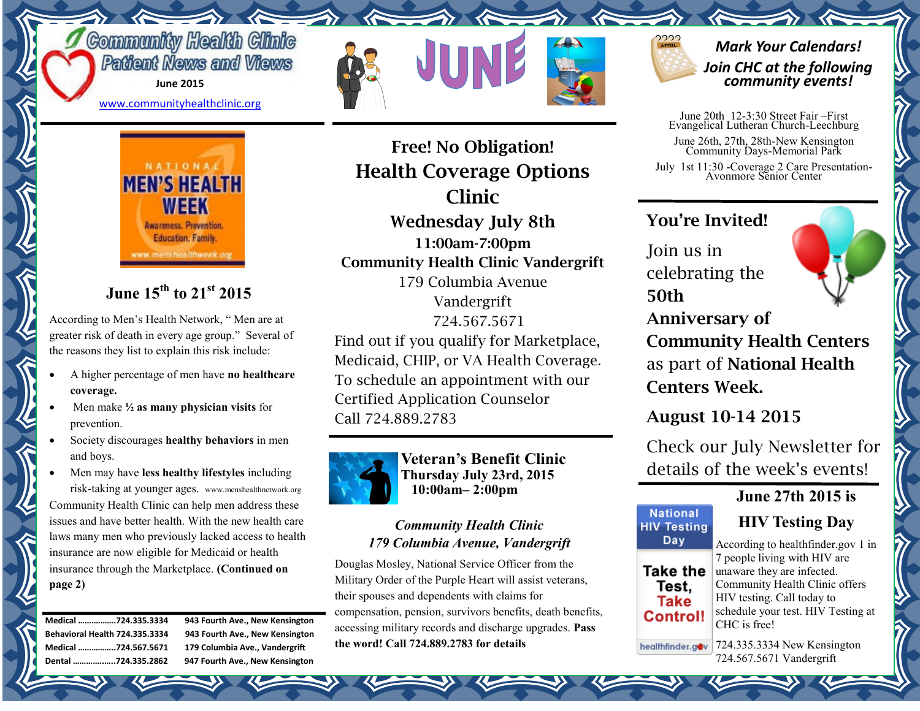# Community Health Clinic Patient News and Views

**June 2015**

www.communityhealthclinic.org

# JUNE

NATIONAL MEN'S HEALTH WEEK

Awareness. Prevention. Education. Family.

www.menshealthweek.org

## June 15th to 21st 2015

According to Men's Health Network, " Men are at greater risk of death in every age group." Several of the reasons they list to explain this risk include:

- A higher percentage of men have **no healthcare coverage.**
- Men make **½ as many physician visits** for prevention.
- Society discourages **healthy behaviors** in men and boys.
- Men may have **less healthy lifestyles** including risk-taking at younger ages. www.menshealthnetwork.org

Community Health Clinic can help men address these issues and have better health. With the new health care laws many men who previously lacked access to health insurance are now eligible for Medicaid or health insurance through the Marketplace. **(Continued on page 2)**

| | |
|---|---|
| **Medical ................724.335.3334** | **943 Fourth Ave., New Kensington** |
| **Behavioral Health 724.335.3334** | **943 Fourth Ave., New Kensington** |
| **Medical ................724.567.5671** | **179 Columbia Ave., Vandergrift** |
| **Dental ..................724.335.2862** | **947 Fourth Ave., New Kensington** |

## Free! No Obligation!
## Health Coverage Options Clinic
### Wednesday July 8th
**11:00am-7:00pm**

**Community Health Clinic Vandergrift**

179 Columbia Avenue
Vandergrift
724.567.5671

Find out if you qualify for Marketplace, Medicaid, CHIP, or VA Health Coverage. To schedule an appointment with our Certified Application Counselor Call 724.889.2783

## Veteran's Benefit Clinic
**Thursday July 23rd, 2015**
**10:00am– 2:00pm**

***Community Health Clinic***
***179 Columbia Avenue, Vandergrift***

Douglas Mosley, National Service Officer from the Military Order of the Purple Heart will assist veterans, their spouses and dependents with claims for compensation, pension, survivors benefits, death benefits, accessing military records and discharge upgrades. **Pass the word! Call 724.889.2783 for details**

## *Mark Your Calendars!*
## *Join CHC at the following community events!*

June 20th 12-3:30 Street Fair –First Evangelical Lutheran Church-Leechburg

June 26th, 27th, 28th-New Kensington Community Days-Memorial Park

July 1st 11:30 -Coverage 2 Care Presentation-Avonmore Senior Center

## You're Invited!

Join us in celebrating the **50th Anniversary of Community Health Centers** as part of **National Health Centers Week.**

**August 10-14 2015**

Check our July Newsletter for details of the week's events!

## June 27th 2015 is HIV Testing Day

National HIV Testing Day

Take the Test, Take Control!

healthfinder.gov

According to healthfinder.gov 1 in 7 people living with HIV are unaware they are infected. Community Health Clinic offers HIV testing. Call today to schedule your test. HIV Testing at CHC is free!

724.335.3334 New Kensington
724.567.5671 Vandergrift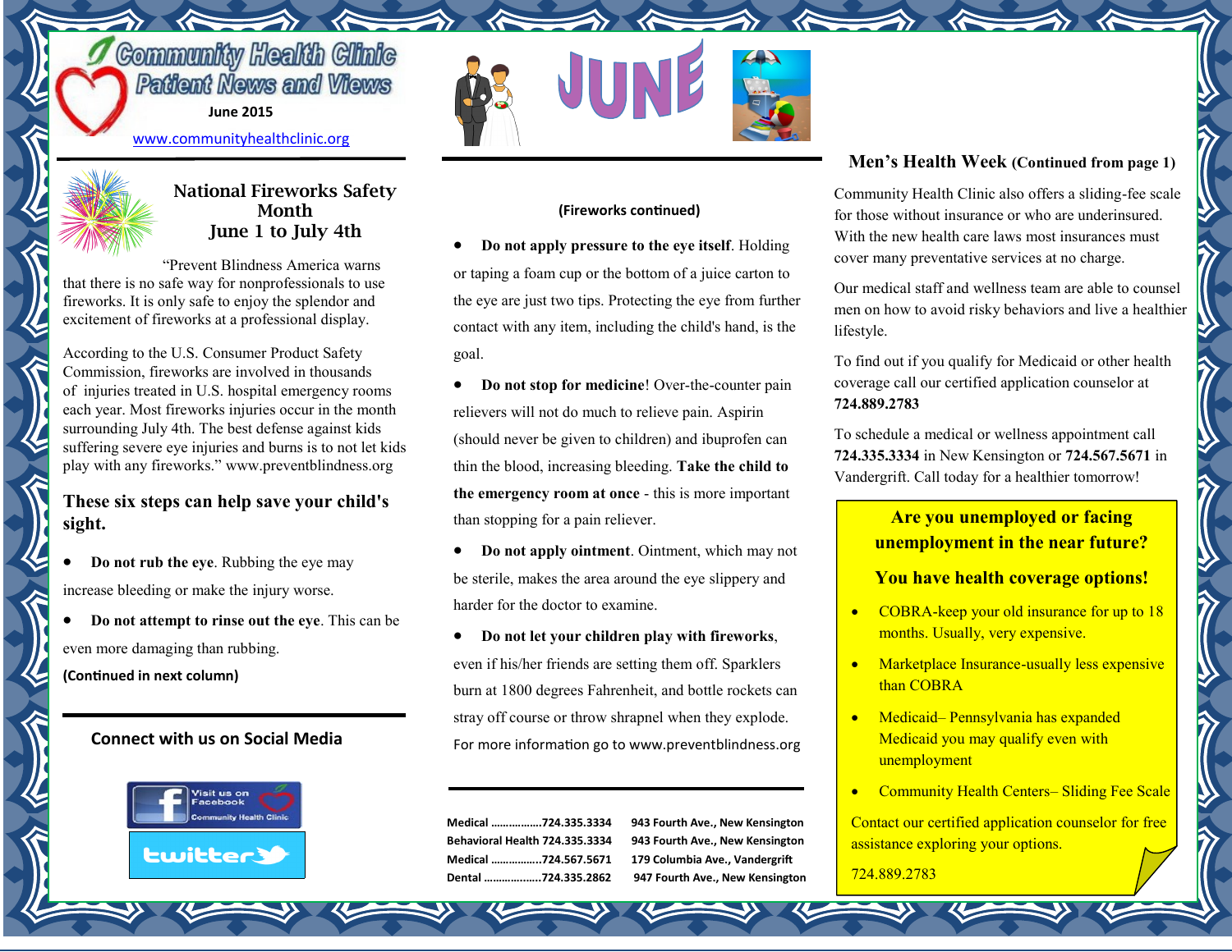# Community Health Clinic Patient News and Views

June 2015

www.communityhealthclinic.org

JUNE

## National Fireworks Safety Month June 1 to July 4th

"Prevent Blindness America warns that there is no safe way for nonprofessionals to use fireworks. It is only safe to enjoy the splendor and excitement of fireworks at a professional display.

According to the U.S. Consumer Product Safety Commission, fireworks are involved in thousands of injuries treated in U.S. hospital emergency rooms each year. Most fireworks injuries occur in the month surrounding July 4th. The best defense against kids suffering severe eye injuries and burns is to not let kids play with any fireworks." www.preventblindness.org

### These six steps can help save your child's sight.

- **Do not rub the eye**. Rubbing the eye may increase bleeding or make the injury worse.
- **Do not attempt to rinse out the eye**. This can be even more damaging than rubbing.

**(Continued in next column)**

**(Fireworks continued)**

- **Do not apply pressure to the eye itself**. Holding or taping a foam cup or the bottom of a juice carton to the eye are just two tips. Protecting the eye from further contact with any item, including the child's hand, is the goal.
- **Do not stop for medicine**! Over-the-counter pain relievers will not do much to relieve pain. Aspirin (should never be given to children) and ibuprofen can thin the blood, increasing bleeding. **Take the child to the emergency room at once** - this is more important than stopping for a pain reliever.
- **Do not apply ointment**. Ointment, which may not be sterile, makes the area around the eye slippery and harder for the doctor to examine.
- **Do not let your children play with fireworks**, even if his/her friends are setting them off. Sparklers burn at 1800 degrees Fahrenheit, and bottle rockets can stray off course or throw shrapnel when they explode.

For more information go to www.preventblindness.org

## Men's Health Week (Continued from page 1)

Community Health Clinic also offers a sliding-fee scale for those without insurance or who are underinsured. With the new health care laws most insurances must cover many preventative services at no charge.

Our medical staff and wellness team are able to counsel men on how to avoid risky behaviors and live a healthier lifestyle.

To find out if you qualify for Medicaid or other health coverage call our certified application counselor at **724.889.2783**

To schedule a medical or wellness appointment call **724.335.3334** in New Kensington or **724.567.5671** in Vandergrift. Call today for a healthier tomorrow!

### Are you unemployed or facing unemployment in the near future?

### You have health coverage options!

- COBRA-keep your old insurance for up to 18 months. Usually, very expensive.
- Marketplace Insurance-usually less expensive than COBRA
- Medicaid– Pennsylvania has expanded Medicaid you may qualify even with unemployment
- Community Health Centers– Sliding Fee Scale

Contact our certified application counselor for free assistance exploring your options.

724.889.2783

### Connect with us on Social Media

Visit us on Facebook Community Health Clinic

twitter

| | | |
|---|---|---|
| Medical | 724.335.3334 | 943 Fourth Ave., New Kensington |
| Behavioral Health | 724.335.3334 | 943 Fourth Ave., New Kensington |
| Medical | 724.567.5671 | 179 Columbia Ave., Vandergrift |
| Dental | 724.335.2862 | 947 Fourth Ave., New Kensington |